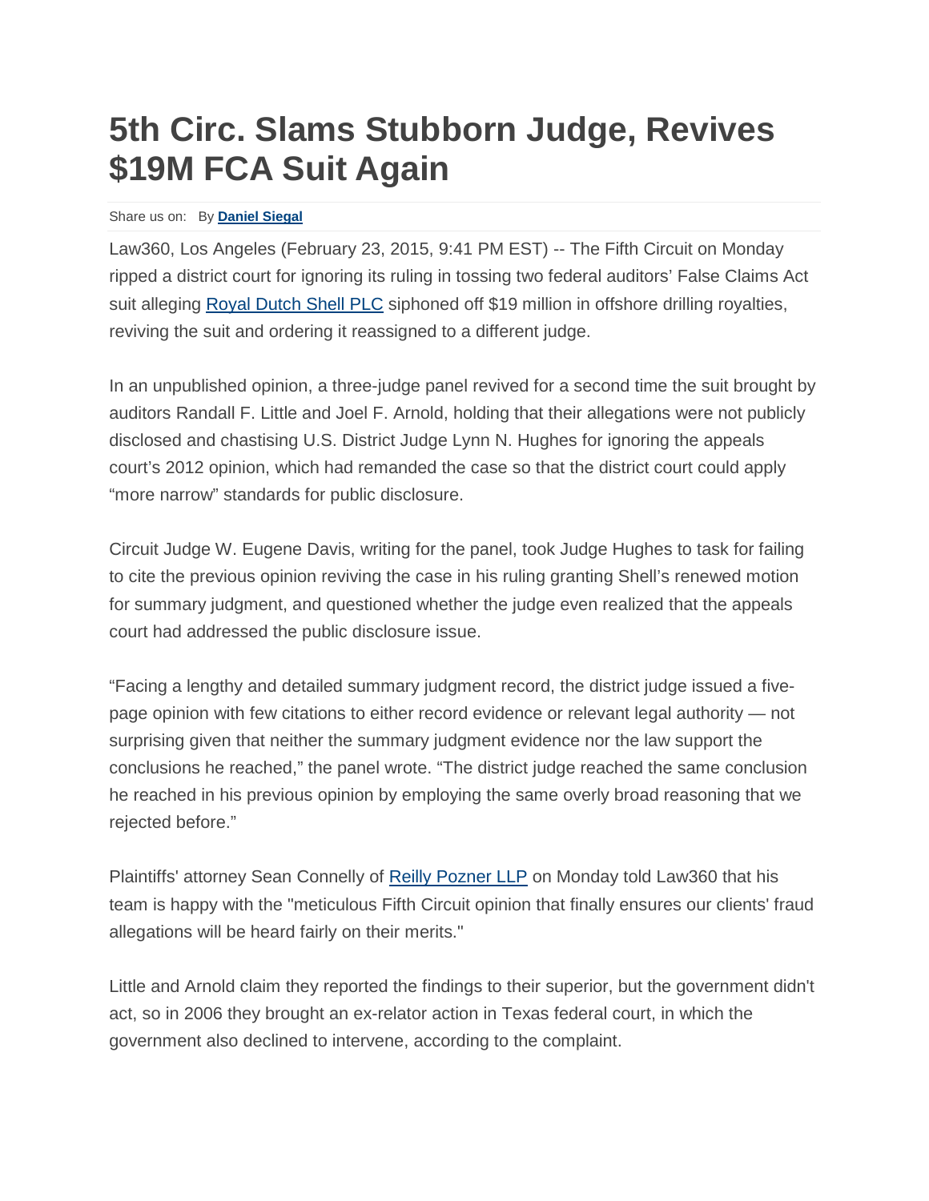# 5th Circ. Slams Stubborn Judge, Revives $19M FCA Suit Again

Share us on: By **Daniel Siegal**

Law360, Los Angeles (February 23, 2015, 9:41 PM EST) -- The Fifth Circuit on Monday ripped a district court for ignoring its ruling in tossing two federal auditors' False Claims Act suit alleging Royal Dutch Shell PLC siphoned off $19 million in offshore drilling royalties, reviving the suit and ordering it reassigned to a different judge.

In an unpublished opinion, a three-judge panel revived for a second time the suit brought by auditors Randall F. Little and Joel F. Arnold, holding that their allegations were not publicly disclosed and chastising U.S. District Judge Lynn N. Hughes for ignoring the appeals court's 2012 opinion, which had remanded the case so that the district court could apply "more narrow" standards for public disclosure.

Circuit Judge W. Eugene Davis, writing for the panel, took Judge Hughes to task for failing to cite the previous opinion reviving the case in his ruling granting Shell's renewed motion for summary judgment, and questioned whether the judge even realized that the appeals court had addressed the public disclosure issue.

"Facing a lengthy and detailed summary judgment record, the district judge issued a five-page opinion with few citations to either record evidence or relevant legal authority — not surprising given that neither the summary judgment evidence nor the law support the conclusions he reached," the panel wrote. "The district judge reached the same conclusion he reached in his previous opinion by employing the same overly broad reasoning that we rejected before."

Plaintiffs' attorney Sean Connelly of Reilly Pozner LLP on Monday told Law360 that his team is happy with the "meticulous Fifth Circuit opinion that finally ensures our clients' fraud allegations will be heard fairly on their merits."

Little and Arnold claim they reported the findings to their superior, but the government didn't act, so in 2006 they brought an ex-relator action in Texas federal court, in which the government also declined to intervene, according to the complaint.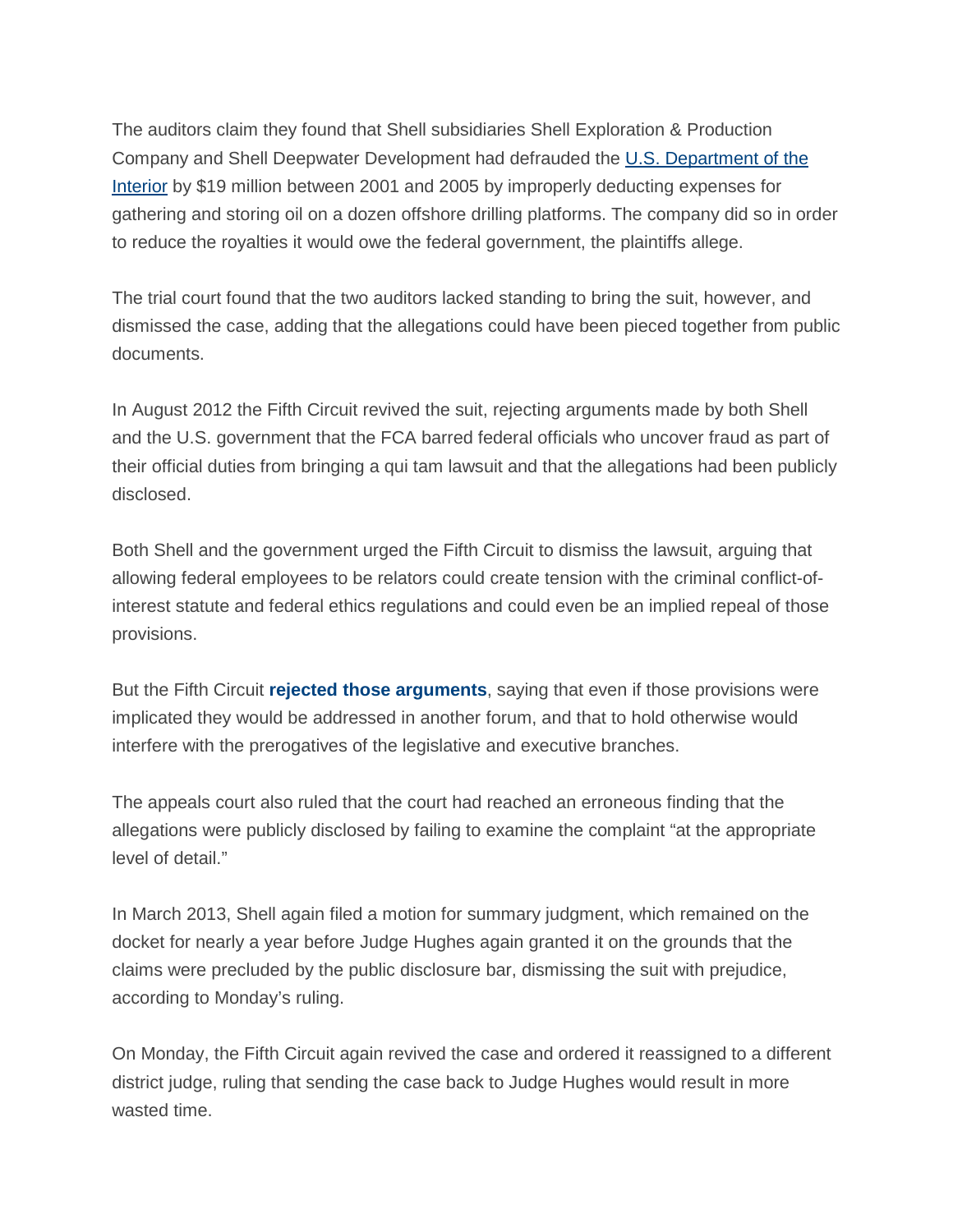The auditors claim they found that Shell subsidiaries Shell Exploration & Production Company and Shell Deepwater Development had defrauded the U.S. Department of the Interior by $19 million between 2001 and 2005 by improperly deducting expenses for gathering and storing oil on a dozen offshore drilling platforms. The company did so in order to reduce the royalties it would owe the federal government, the plaintiffs allege.

The trial court found that the two auditors lacked standing to bring the suit, however, and dismissed the case, adding that the allegations could have been pieced together from public documents.

In August 2012 the Fifth Circuit revived the suit, rejecting arguments made by both Shell and the U.S. government that the FCA barred federal officials who uncover fraud as part of their official duties from bringing a qui tam lawsuit and that the allegations had been publicly disclosed.

Both Shell and the government urged the Fifth Circuit to dismiss the lawsuit, arguing that allowing federal employees to be relators could create tension with the criminal conflict-of-interest statute and federal ethics regulations and could even be an implied repeal of those provisions.

But the Fifth Circuit **rejected those arguments**, saying that even if those provisions were implicated they would be addressed in another forum, and that to hold otherwise would interfere with the prerogatives of the legislative and executive branches.

The appeals court also ruled that the court had reached an erroneous finding that the allegations were publicly disclosed by failing to examine the complaint "at the appropriate level of detail."

In March 2013, Shell again filed a motion for summary judgment, which remained on the docket for nearly a year before Judge Hughes again granted it on the grounds that the claims were precluded by the public disclosure bar, dismissing the suit with prejudice, according to Monday's ruling.

On Monday, the Fifth Circuit again revived the case and ordered it reassigned to a different district judge, ruling that sending the case back to Judge Hughes would result in more wasted time.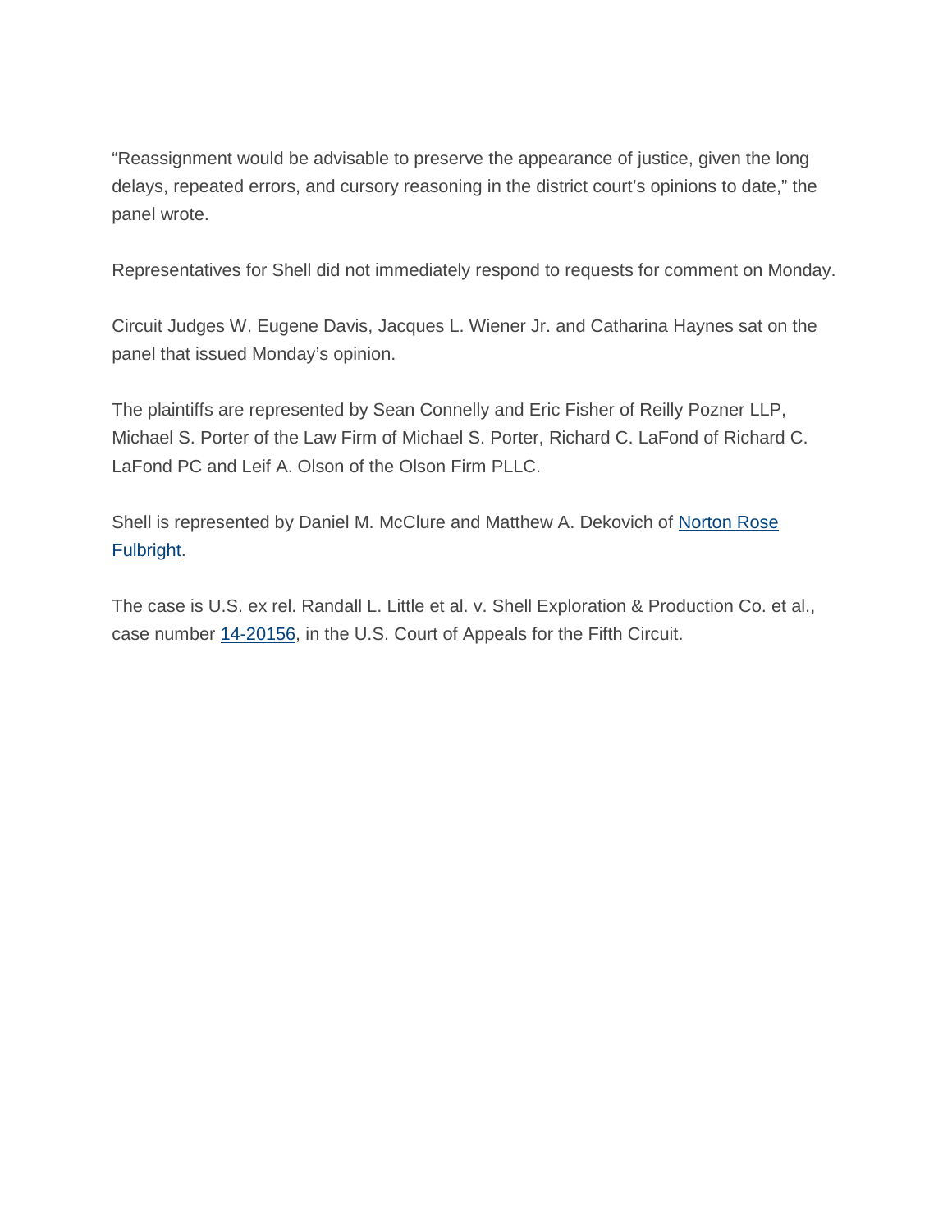"Reassignment would be advisable to preserve the appearance of justice, given the long delays, repeated errors, and cursory reasoning in the district court's opinions to date," the panel wrote.

Representatives for Shell did not immediately respond to requests for comment on Monday.

Circuit Judges W. Eugene Davis, Jacques L. Wiener Jr. and Catharina Haynes sat on the panel that issued Monday's opinion.

The plaintiffs are represented by Sean Connelly and Eric Fisher of Reilly Pozner LLP, Michael S. Porter of the Law Firm of Michael S. Porter, Richard C. LaFond of Richard C. LaFond PC and Leif A. Olson of the Olson Firm PLLC.

Shell is represented by Daniel M. McClure and Matthew A. Dekovich of Norton Rose Fulbright.

The case is U.S. ex rel. Randall L. Little et al. v. Shell Exploration & Production Co. et al., case number 14-20156, in the U.S. Court of Appeals for the Fifth Circuit.